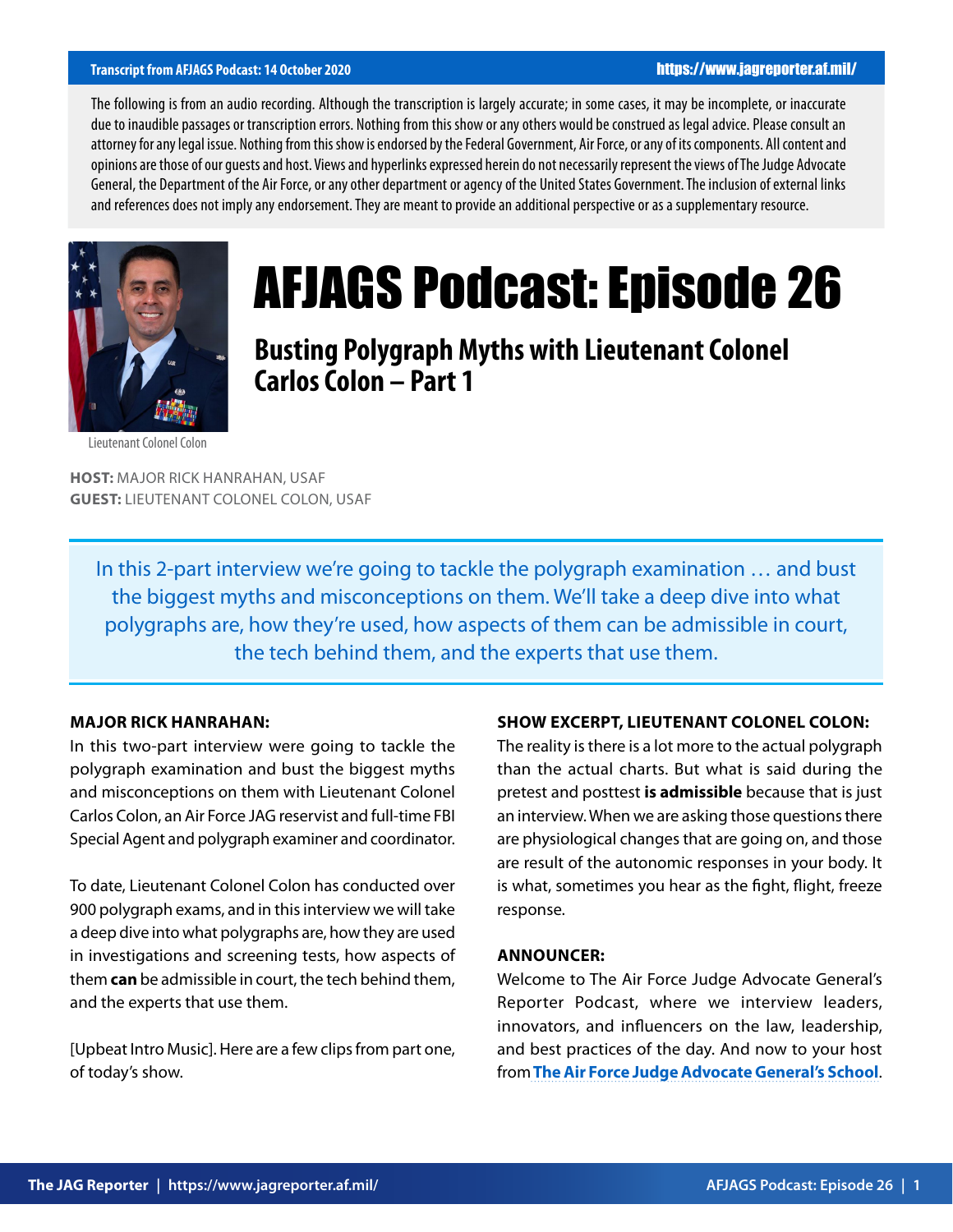Transcript from AFJAGS Podcast: 14 October 2020

The following is from an audio recording. Although the transcription is largely accurate; in some cases, it may be incomplete, or inaccurate due to inaudible passages or transcription errors. Nothing from this show or any others would be construed as legal advice. Please consult an attorney for any legal issue. Nothing from this show is endorsed by the Federal Government, Air Force, or any of its components. All content and opinions are those of our guests and host. Views and hyperlinks expressed herein do not necessarily represent the views of The Judge Advocate General, the Department of the Air Force, or any other department or agency of the United States Government. The inclusion of external links and references does not imply any endorsement. They are meant to provide an additional perspective or as a supplementary resource.

Lieutenant Colonel Colon

# AFJAGS Podcast: Episode 26

## Busting Polygraph Myths with Lieutenant Colonel Carlos Colon – Part 1

**HOST:** MAJOR RICK HANRAHAN, USAF
**GUEST:** LIEUTENANT COLONEL COLON, USAF

In this 2-part interview we're going to tackle the polygraph examination … and bust the biggest myths and misconceptions on them. We'll take a deep dive into what polygraphs are, how they're used, how aspects of them can be admissible in court, the tech behind them, and the experts that use them.

**MAJOR RICK HANRAHAN:**
In this two-part interview were going to tackle the polygraph examination and bust the biggest myths and misconceptions on them with Lieutenant Colonel Carlos Colon, an Air Force JAG reservist and full-time FBI Special Agent and polygraph examiner and coordinator.

To date, Lieutenant Colonel Colon has conducted over 900 polygraph exams, and in this interview we will take a deep dive into what polygraphs are, how they are used in investigations and screening tests, how aspects of them **can** be admissible in court, the tech behind them, and the experts that use them.

[Upbeat Intro Music]. Here are a few clips from part one, of today's show.

**SHOW EXCERPT, LIEUTENANT COLONEL COLON:**
The reality is there is a lot more to the actual polygraph than the actual charts. But what is said during the pretest and posttest **is admissible** because that is just an interview. When we are asking those questions there are physiological changes that are going on, and those are result of the autonomic responses in your body. It is what, sometimes you hear as the fight, flight, freeze response.

**ANNOUNCER:**
Welcome to The Air Force Judge Advocate General's Reporter Podcast, where we interview leaders, innovators, and influencers on the law, leadership, and best practices of the day. And now to your host from **The Air Force Judge Advocate General's School**.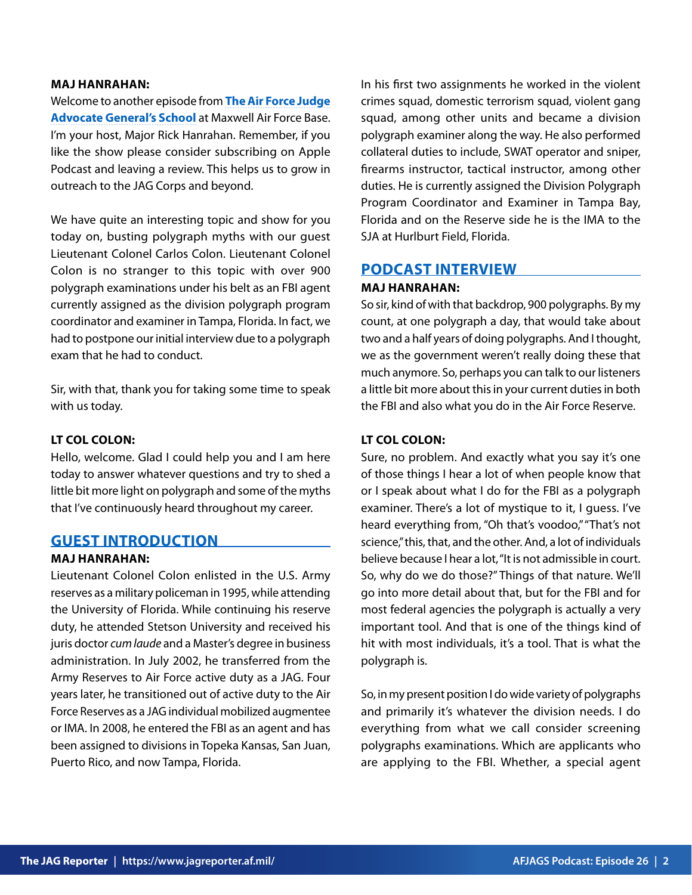**MAJ HANRAHAN:**
Welcome to another episode from **The Air Force Judge Advocate General's School** at Maxwell Air Force Base. I'm your host, Major Rick Hanrahan. Remember, if you like the show please consider subscribing on Apple Podcast and leaving a review. This helps us to grow in outreach to the JAG Corps and beyond.

We have quite an interesting topic and show for you today on, busting polygraph myths with our guest Lieutenant Colonel Carlos Colon. Lieutenant Colonel Colon is no stranger to this topic with over 900 polygraph examinations under his belt as an FBI agent currently assigned as the division polygraph program coordinator and examiner in Tampa, Florida. In fact, we had to postpone our initial interview due to a polygraph exam that he had to conduct.

Sir, with that, thank you for taking some time to speak with us today.

**LT COL COLON:**
Hello, welcome. Glad I could help you and I am here today to answer whatever questions and try to shed a little bit more light on polygraph and some of the myths that I've continuously heard throughout my career.

## GUEST INTRODUCTION

**MAJ HANRAHAN:**
Lieutenant Colonel Colon enlisted in the U.S. Army reserves as a military policeman in 1995, while attending the University of Florida. While continuing his reserve duty, he attended Stetson University and received his juris doctor *cum laude* and a Master's degree in business administration. In July 2002, he transferred from the Army Reserves to Air Force active duty as a JAG. Four years later, he transitioned out of active duty to the Air Force Reserves as a JAG individual mobilized augmentee or IMA. In 2008, he entered the FBI as an agent and has been assigned to divisions in Topeka Kansas, San Juan, Puerto Rico, and now Tampa, Florida.

In his first two assignments he worked in the violent crimes squad, domestic terrorism squad, violent gang squad, among other units and became a division polygraph examiner along the way. He also performed collateral duties to include, SWAT operator and sniper, firearms instructor, tactical instructor, among other duties. He is currently assigned the Division Polygraph Program Coordinator and Examiner in Tampa Bay, Florida and on the Reserve side he is the IMA to the SJA at Hurlburt Field, Florida.

## PODCAST INTERVIEW

**MAJ HANRAHAN:**
So sir, kind of with that backdrop, 900 polygraphs. By my count, at one polygraph a day, that would take about two and a half years of doing polygraphs. And I thought, we as the government weren't really doing these that much anymore. So, perhaps you can talk to our listeners a little bit more about this in your current duties in both the FBI and also what you do in the Air Force Reserve.

**LT COL COLON:**
Sure, no problem. And exactly what you say it's one of those things I hear a lot of when people know that or I speak about what I do for the FBI as a polygraph examiner. There's a lot of mystique to it, I guess. I've heard everything from, "Oh that's voodoo," "That's not science," this, that, and the other. And, a lot of individuals believe because I hear a lot, "It is not admissible in court. So, why do we do those?" Things of that nature. We'll go into more detail about that, but for the FBI and for most federal agencies the polygraph is actually a very important tool. And that is one of the things kind of hit with most individuals, it's a tool. That is what the polygraph is.

So, in my present position I do wide variety of polygraphs and primarily it's whatever the division needs. I do everything from what we call consider screening polygraphs examinations. Which are applicants who are applying to the FBI. Whether, a special agent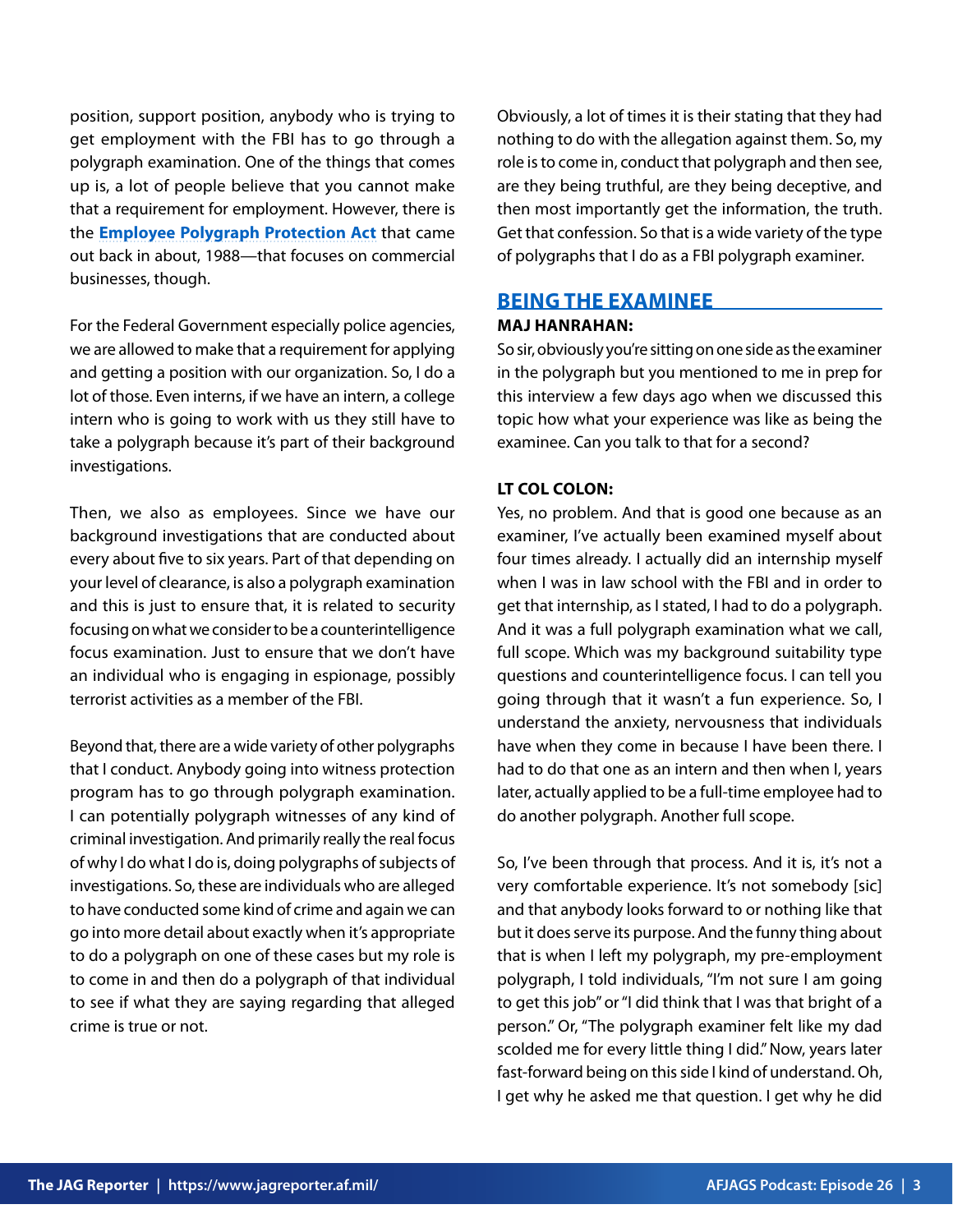position, support position, anybody who is trying to get employment with the FBI has to go through a polygraph examination. One of the things that comes up is, a lot of people believe that you cannot make that a requirement for employment. However, there is the **Employee Polygraph Protection Act** that came out back in about, 1988—that focuses on commercial businesses, though.

For the Federal Government especially police agencies, we are allowed to make that a requirement for applying and getting a position with our organization. So, I do a lot of those. Even interns, if we have an intern, a college intern who is going to work with us they still have to take a polygraph because it's part of their background investigations.

Then, we also as employees. Since we have our background investigations that are conducted about every about five to six years. Part of that depending on your level of clearance, is also a polygraph examination and this is just to ensure that, it is related to security focusing on what we consider to be a counterintelligence focus examination. Just to ensure that we don't have an individual who is engaging in espionage, possibly terrorist activities as a member of the FBI.

Beyond that, there are a wide variety of other polygraphs that I conduct. Anybody going into witness protection program has to go through polygraph examination. I can potentially polygraph witnesses of any kind of criminal investigation. And primarily really the real focus of why I do what I do is, doing polygraphs of subjects of investigations. So, these are individuals who are alleged to have conducted some kind of crime and again we can go into more detail about exactly when it's appropriate to do a polygraph on one of these cases but my role is to come in and then do a polygraph of that individual to see if what they are saying regarding that alleged crime is true or not.

Obviously, a lot of times it is their stating that they had nothing to do with the allegation against them. So, my role is to come in, conduct that polygraph and then see, are they being truthful, are they being deceptive, and then most importantly get the information, the truth. Get that confession. So that is a wide variety of the type of polygraphs that I do as a FBI polygraph examiner.

## BEING THE EXAMINEE

**MAJ HANRAHAN:**
So sir, obviously you're sitting on one side as the examiner in the polygraph but you mentioned to me in prep for this interview a few days ago when we discussed this topic how what your experience was like as being the examinee. Can you talk to that for a second?

**LT COL COLON:**
Yes, no problem. And that is good one because as an examiner, I've actually been examined myself about four times already. I actually did an internship myself when I was in law school with the FBI and in order to get that internship, as I stated, I had to do a polygraph. And it was a full polygraph examination what we call, full scope. Which was my background suitability type questions and counterintelligence focus. I can tell you going through that it wasn't a fun experience. So, I understand the anxiety, nervousness that individuals have when they come in because I have been there. I had to do that one as an intern and then when I, years later, actually applied to be a full-time employee had to do another polygraph. Another full scope.

So, I've been through that process. And it is, it's not a very comfortable experience. It's not somebody [sic] and that anybody looks forward to or nothing like that but it does serve its purpose. And the funny thing about that is when I left my polygraph, my pre-employment polygraph, I told individuals, "I'm not sure I am going to get this job" or "I did think that I was that bright of a person." Or, "The polygraph examiner felt like my dad scolded me for every little thing I did." Now, years later fast-forward being on this side I kind of understand. Oh, I get why he asked me that question. I get why he did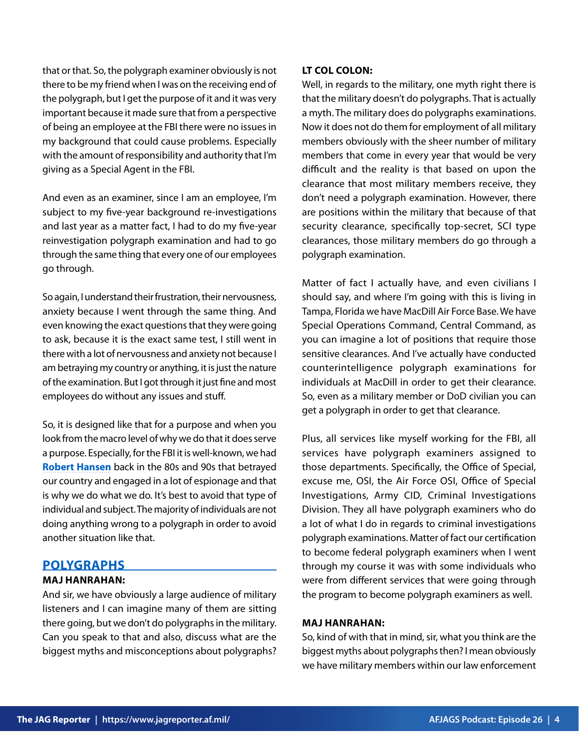that or that. So, the polygraph examiner obviously is not there to be my friend when I was on the receiving end of the polygraph, but I get the purpose of it and it was very important because it made sure that from a perspective of being an employee at the FBI there were no issues in my background that could cause problems. Especially with the amount of responsibility and authority that I'm giving as a Special Agent in the FBI.

And even as an examiner, since I am an employee, I'm subject to my five-year background re-investigations and last year as a matter fact, I had to do my five-year reinvestigation polygraph examination and had to go through the same thing that every one of our employees go through.

So again, I understand their frustration, their nervousness, anxiety because I went through the same thing. And even knowing the exact questions that they were going to ask, because it is the exact same test, I still went in there with a lot of nervousness and anxiety not because I am betraying my country or anything, it is just the nature of the examination. But I got through it just fine and most employees do without any issues and stuff.

So, it is designed like that for a purpose and when you look from the macro level of why we do that it does serve a purpose. Especially, for the FBI it is well-known, we had **Robert Hansen** back in the 80s and 90s that betrayed our country and engaged in a lot of espionage and that is why we do what we do. It's best to avoid that type of individual and subject. The majority of individuals are not doing anything wrong to a polygraph in order to avoid another situation like that.

## POLYGRAPHS

**MAJ HANRAHAN:**
And sir, we have obviously a large audience of military listeners and I can imagine many of them are sitting there going, but we don't do polygraphs in the military. Can you speak to that and also, discuss what are the biggest myths and misconceptions about polygraphs?

**LT COL COLON:**
Well, in regards to the military, one myth right there is that the military doesn't do polygraphs. That is actually a myth. The military does do polygraphs examinations. Now it does not do them for employment of all military members obviously with the sheer number of military members that come in every year that would be very difficult and the reality is that based on upon the clearance that most military members receive, they don't need a polygraph examination. However, there are positions within the military that because of that security clearance, specifically top-secret, SCI type clearances, those military members do go through a polygraph examination.

Matter of fact I actually have, and even civilians I should say, and where I'm going with this is living in Tampa, Florida we have MacDill Air Force Base. We have Special Operations Command, Central Command, as you can imagine a lot of positions that require those sensitive clearances. And I've actually have conducted counterintelligence polygraph examinations for individuals at MacDill in order to get their clearance. So, even as a military member or DoD civilian you can get a polygraph in order to get that clearance.

Plus, all services like myself working for the FBI, all services have polygraph examiners assigned to those departments. Specifically, the Office of Special, excuse me, OSI, the Air Force OSI, Office of Special Investigations, Army CID, Criminal Investigations Division. They all have polygraph examiners who do a lot of what I do in regards to criminal investigations polygraph examinations. Matter of fact our certification to become federal polygraph examiners when I went through my course it was with some individuals who were from different services that were going through the program to become polygraph examiners as well.

**MAJ HANRAHAN:**
So, kind of with that in mind, sir, what you think are the biggest myths about polygraphs then? I mean obviously we have military members within our law enforcement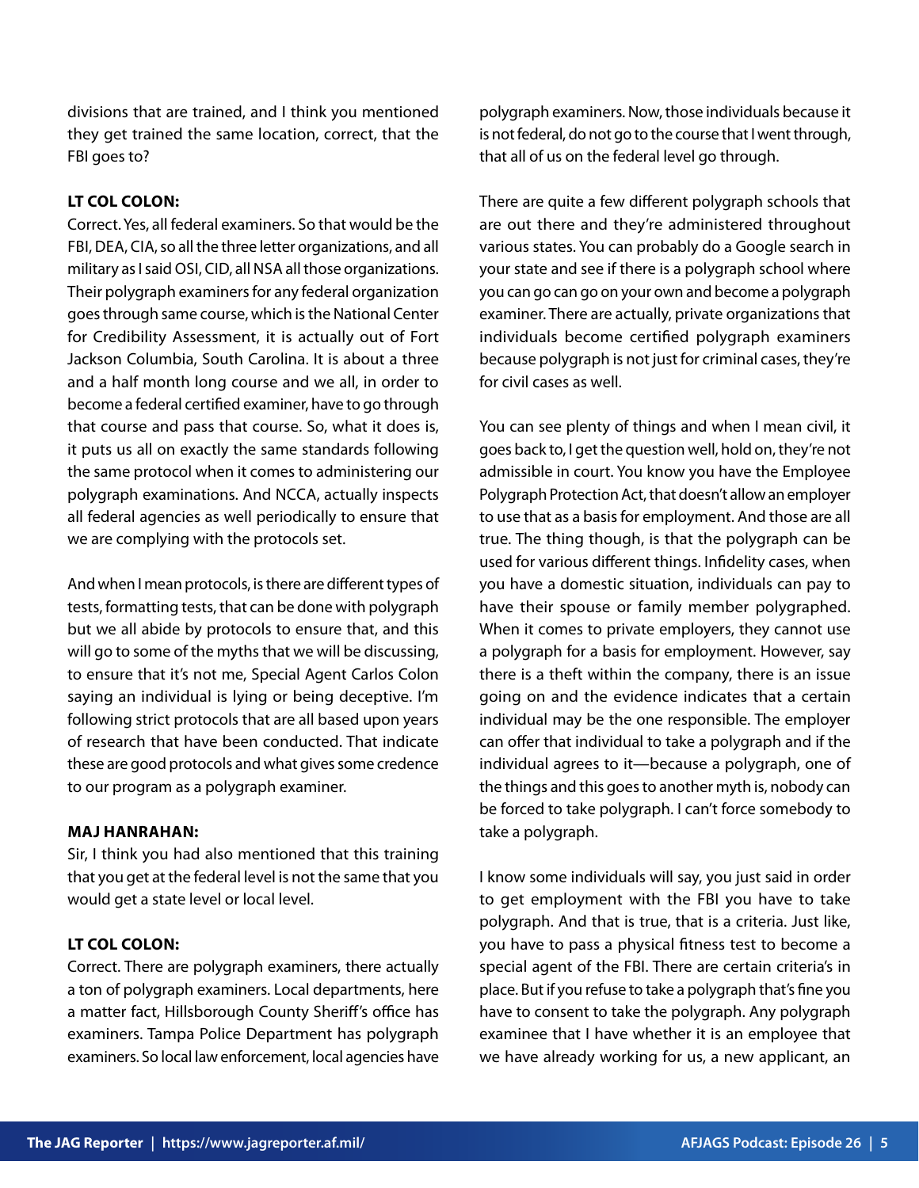divisions that are trained, and I think you mentioned they get trained the same location, correct, that the FBI goes to?

**LT COL COLON:**
Correct. Yes, all federal examiners. So that would be the FBI, DEA, CIA, so all the three letter organizations, and all military as I said OSI, CID, all NSA all those organizations. Their polygraph examiners for any federal organization goes through same course, which is the National Center for Credibility Assessment, it is actually out of Fort Jackson Columbia, South Carolina. It is about a three and a half month long course and we all, in order to become a federal certified examiner, have to go through that course and pass that course. So, what it does is, it puts us all on exactly the same standards following the same protocol when it comes to administering our polygraph examinations. And NCCA, actually inspects all federal agencies as well periodically to ensure that we are complying with the protocols set.

And when I mean protocols, is there are different types of tests, formatting tests, that can be done with polygraph but we all abide by protocols to ensure that, and this will go to some of the myths that we will be discussing, to ensure that it's not me, Special Agent Carlos Colon saying an individual is lying or being deceptive. I'm following strict protocols that are all based upon years of research that have been conducted. That indicate these are good protocols and what gives some credence to our program as a polygraph examiner.

**MAJ HANRAHAN:**
Sir, I think you had also mentioned that this training that you get at the federal level is not the same that you would get a state level or local level.

**LT COL COLON:**
Correct. There are polygraph examiners, there actually a ton of polygraph examiners. Local departments, here a matter fact, Hillsborough County Sheriff's office has examiners. Tampa Police Department has polygraph examiners. So local law enforcement, local agencies have polygraph examiners. Now, those individuals because it is not federal, do not go to the course that I went through, that all of us on the federal level go through.

There are quite a few different polygraph schools that are out there and they're administered throughout various states. You can probably do a Google search in your state and see if there is a polygraph school where you can go can go on your own and become a polygraph examiner. There are actually, private organizations that individuals become certified polygraph examiners because polygraph is not just for criminal cases, they're for civil cases as well.

You can see plenty of things and when I mean civil, it goes back to, I get the question well, hold on, they're not admissible in court. You know you have the Employee Polygraph Protection Act, that doesn't allow an employer to use that as a basis for employment. And those are all true. The thing though, is that the polygraph can be used for various different things. Infidelity cases, when you have a domestic situation, individuals can pay to have their spouse or family member polygraphed. When it comes to private employers, they cannot use a polygraph for a basis for employment. However, say there is a theft within the company, there is an issue going on and the evidence indicates that a certain individual may be the one responsible. The employer can offer that individual to take a polygraph and if the individual agrees to it—because a polygraph, one of the things and this goes to another myth is, nobody can be forced to take polygraph. I can't force somebody to take a polygraph.

I know some individuals will say, you just said in order to get employment with the FBI you have to take polygraph. And that is true, that is a criteria. Just like, you have to pass a physical fitness test to become a special agent of the FBI. There are certain criteria's in place. But if you refuse to take a polygraph that's fine you have to consent to take the polygraph. Any polygraph examinee that I have whether it is an employee that we have already working for us, a new applicant, an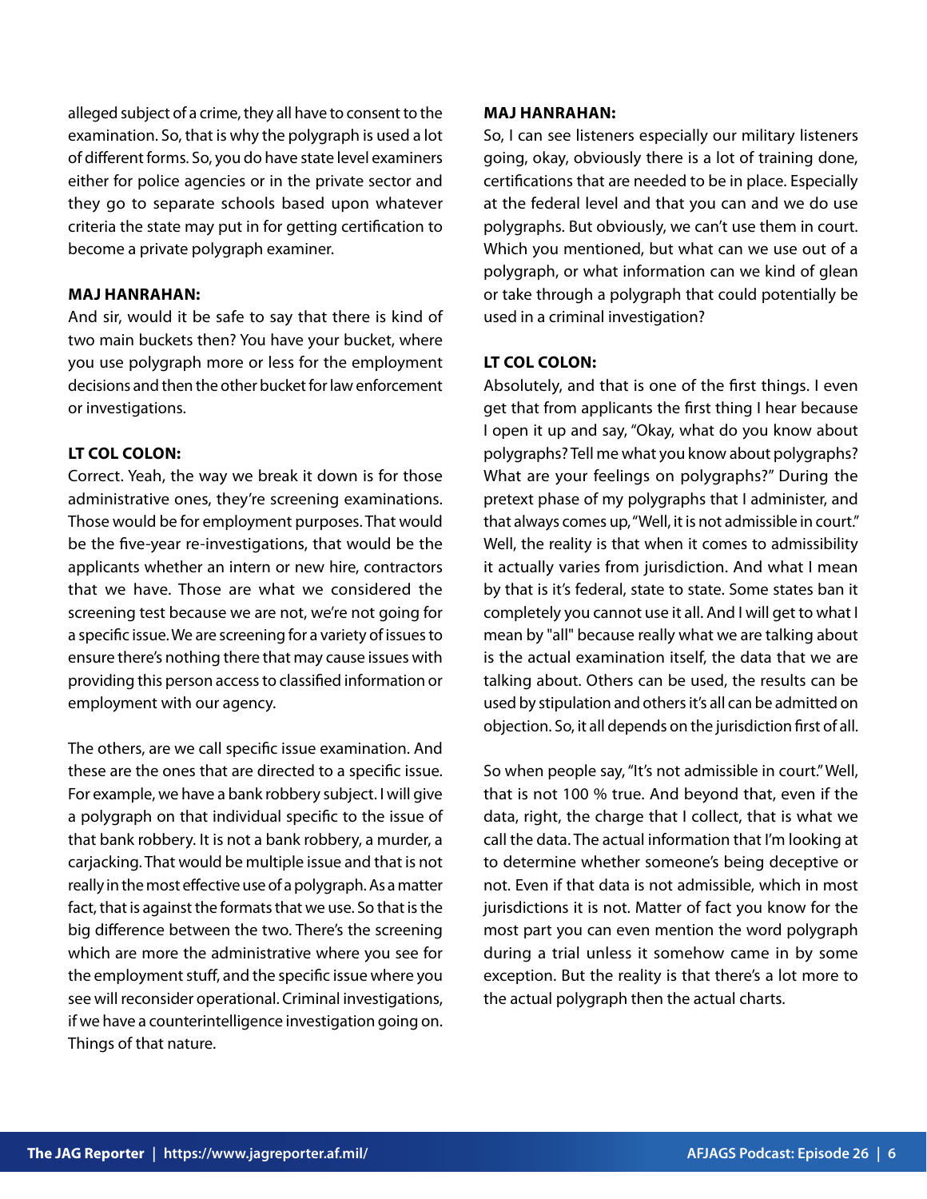alleged subject of a crime, they all have to consent to the examination. So, that is why the polygraph is used a lot of different forms. So, you do have state level examiners either for police agencies or in the private sector and they go to separate schools based upon whatever criteria the state may put in for getting certification to become a private polygraph examiner.

**MAJ HANRAHAN:**
And sir, would it be safe to say that there is kind of two main buckets then? You have your bucket, where you use polygraph more or less for the employment decisions and then the other bucket for law enforcement or investigations.

**LT COL COLON:**
Correct. Yeah, the way we break it down is for those administrative ones, they're screening examinations. Those would be for employment purposes. That would be the five-year re-investigations, that would be the applicants whether an intern or new hire, contractors that we have. Those are what we considered the screening test because we are not, we're not going for a specific issue. We are screening for a variety of issues to ensure there's nothing there that may cause issues with providing this person access to classified information or employment with our agency.

The others, are we call specific issue examination. And these are the ones that are directed to a specific issue. For example, we have a bank robbery subject. I will give a polygraph on that individual specific to the issue of that bank robbery. It is not a bank robbery, a murder, a carjacking. That would be multiple issue and that is not really in the most effective use of a polygraph. As a matter fact, that is against the formats that we use. So that is the big difference between the two. There's the screening which are more the administrative where you see for the employment stuff, and the specific issue where you see will reconsider operational. Criminal investigations, if we have a counterintelligence investigation going on. Things of that nature.

**MAJ HANRAHAN:**
So, I can see listeners especially our military listeners going, okay, obviously there is a lot of training done, certifications that are needed to be in place. Especially at the federal level and that you can and we do use polygraphs. But obviously, we can't use them in court. Which you mentioned, but what can we use out of a polygraph, or what information can we kind of glean or take through a polygraph that could potentially be used in a criminal investigation?

**LT COL COLON:**
Absolutely, and that is one of the first things. I even get that from applicants the first thing I hear because I open it up and say, "Okay, what do you know about polygraphs? Tell me what you know about polygraphs? What are your feelings on polygraphs?" During the pretext phase of my polygraphs that I administer, and that always comes up, "Well, it is not admissible in court." Well, the reality is that when it comes to admissibility it actually varies from jurisdiction. And what I mean by that is it's federal, state to state. Some states ban it completely you cannot use it all. And I will get to what I mean by "all" because really what we are talking about is the actual examination itself, the data that we are talking about. Others can be used, the results can be used by stipulation and others it's all can be admitted on objection. So, it all depends on the jurisdiction first of all.

So when people say, "It's not admissible in court." Well, that is not 100 % true. And beyond that, even if the data, right, the charge that I collect, that is what we call the data. The actual information that I'm looking at to determine whether someone's being deceptive or not. Even if that data is not admissible, which in most jurisdictions it is not. Matter of fact you know for the most part you can even mention the word polygraph during a trial unless it somehow came in by some exception. But the reality is that there's a lot more to the actual polygraph then the actual charts.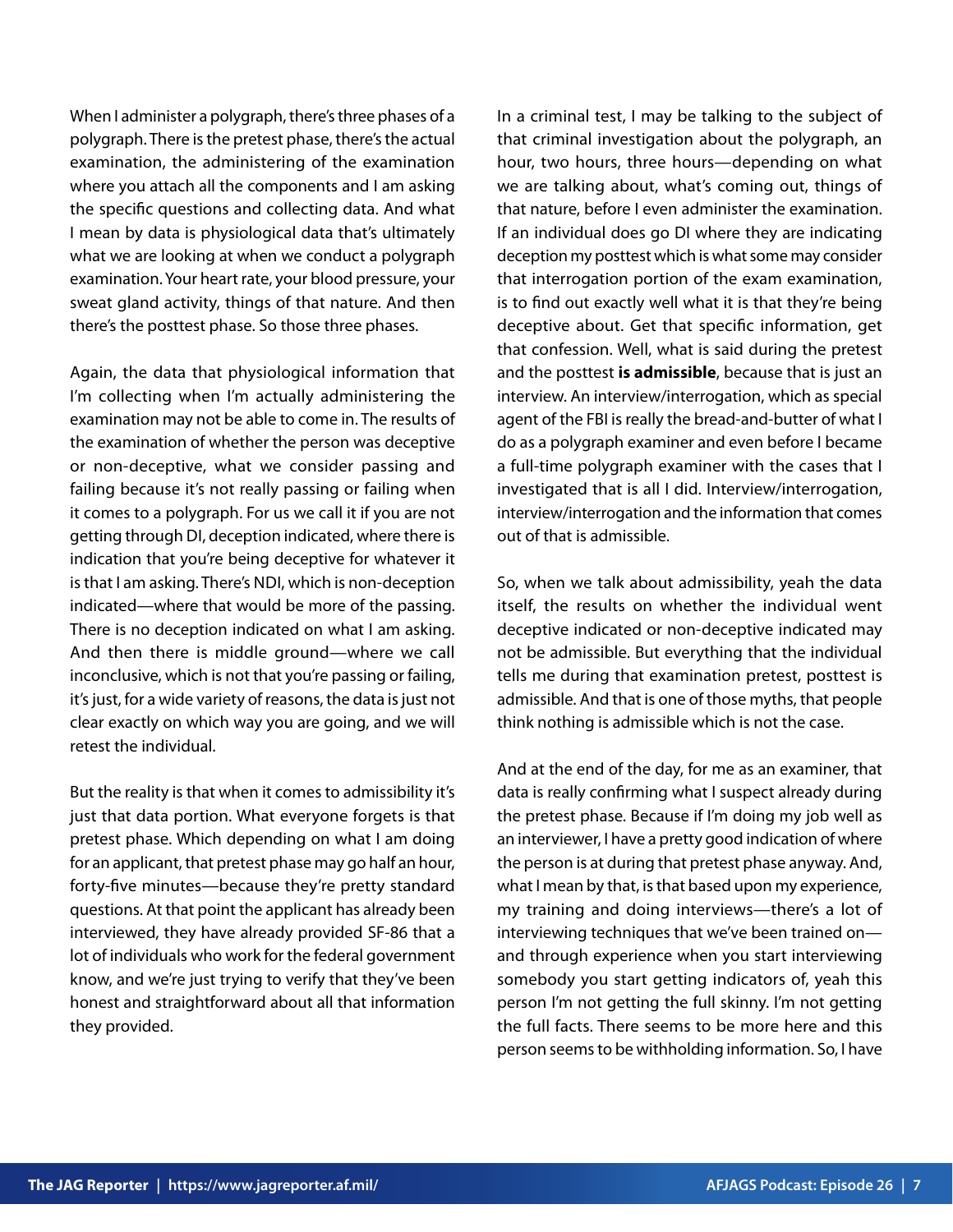When I administer a polygraph, there's three phases of a polygraph. There is the pretest phase, there's the actual examination, the administering of the examination where you attach all the components and I am asking the specific questions and collecting data. And what I mean by data is physiological data that's ultimately what we are looking at when we conduct a polygraph examination. Your heart rate, your blood pressure, your sweat gland activity, things of that nature. And then there's the posttest phase. So those three phases.

Again, the data that physiological information that I'm collecting when I'm actually administering the examination may not be able to come in. The results of the examination of whether the person was deceptive or non-deceptive, what we consider passing and failing because it's not really passing or failing when it comes to a polygraph. For us we call it if you are not getting through DI, deception indicated, where there is indication that you're being deceptive for whatever it is that I am asking. There's NDI, which is non-deception indicated—where that would be more of the passing. There is no deception indicated on what I am asking. And then there is middle ground—where we call inconclusive, which is not that you're passing or failing, it's just, for a wide variety of reasons, the data is just not clear exactly on which way you are going, and we will retest the individual.

But the reality is that when it comes to admissibility it's just that data portion. What everyone forgets is that pretest phase. Which depending on what I am doing for an applicant, that pretest phase may go half an hour, forty-five minutes—because they're pretty standard questions. At that point the applicant has already been interviewed, they have already provided SF-86 that a lot of individuals who work for the federal government know, and we're just trying to verify that they've been honest and straightforward about all that information they provided.

In a criminal test, I may be talking to the subject of that criminal investigation about the polygraph, an hour, two hours, three hours—depending on what we are talking about, what's coming out, things of that nature, before I even administer the examination. If an individual does go DI where they are indicating deception my posttest which is what some may consider that interrogation portion of the exam examination, is to find out exactly well what it is that they're being deceptive about. Get that specific information, get that confession. Well, what is said during the pretest and the posttest **is admissible**, because that is just an interview. An interview/interrogation, which as special agent of the FBI is really the bread-and-butter of what I do as a polygraph examiner and even before I became a full-time polygraph examiner with the cases that I investigated that is all I did. Interview/interrogation, interview/interrogation and the information that comes out of that is admissible.

So, when we talk about admissibility, yeah the data itself, the results on whether the individual went deceptive indicated or non-deceptive indicated may not be admissible. But everything that the individual tells me during that examination pretest, posttest is admissible. And that is one of those myths, that people think nothing is admissible which is not the case.

And at the end of the day, for me as an examiner, that data is really confirming what I suspect already during the pretest phase. Because if I'm doing my job well as an interviewer, I have a pretty good indication of where the person is at during that pretest phase anyway. And, what I mean by that, is that based upon my experience, my training and doing interviews—there's a lot of interviewing techniques that we've been trained on—and through experience when you start interviewing somebody you start getting indicators of, yeah this person I'm not getting the full skinny. I'm not getting the full facts. There seems to be more here and this person seems to be withholding information. So, I have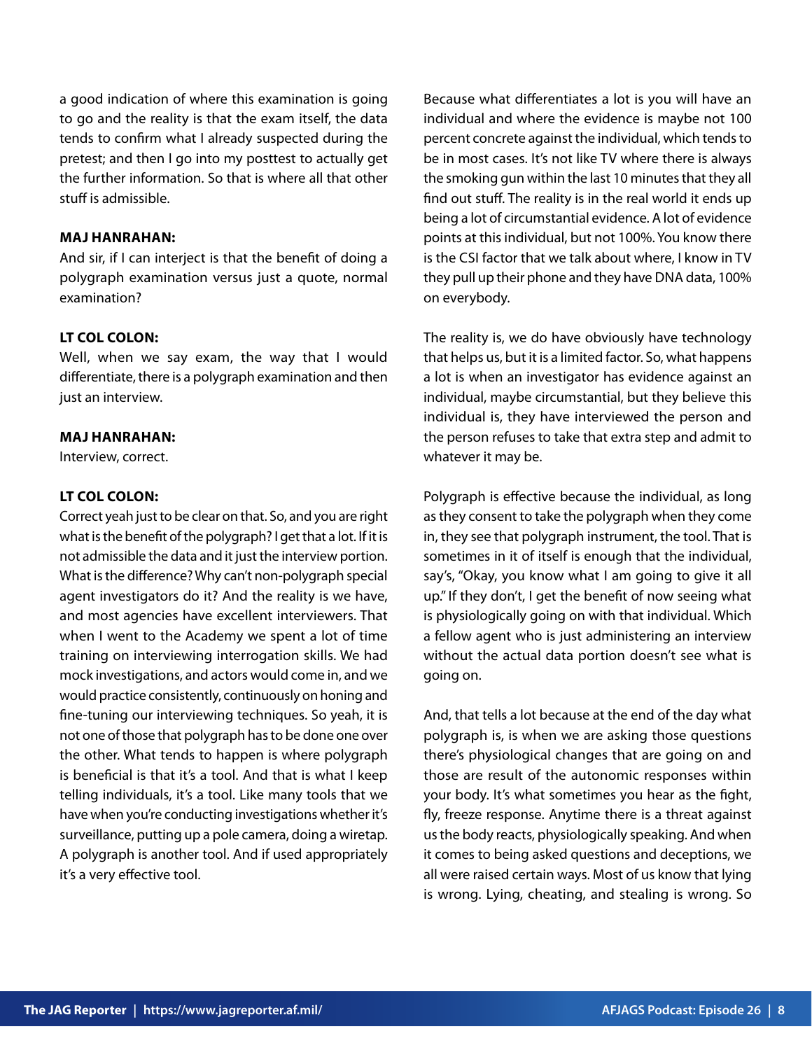a good indication of where this examination is going to go and the reality is that the exam itself, the data tends to confirm what I already suspected during the pretest; and then I go into my posttest to actually get the further information. So that is where all that other stuff is admissible.

**MAJ HANRAHAN:**
And sir, if I can interject is that the benefit of doing a polygraph examination versus just a quote, normal examination?

**LT COL COLON:**
Well, when we say exam, the way that I would differentiate, there is a polygraph examination and then just an interview.

**MAJ HANRAHAN:**
Interview, correct.

**LT COL COLON:**
Correct yeah just to be clear on that. So, and you are right what is the benefit of the polygraph? I get that a lot. If it is not admissible the data and it just the interview portion. What is the difference? Why can't non-polygraph special agent investigators do it? And the reality is we have, and most agencies have excellent interviewers. That when I went to the Academy we spent a lot of time training on interviewing interrogation skills. We had mock investigations, and actors would come in, and we would practice consistently, continuously on honing and fine-tuning our interviewing techniques. So yeah, it is not one of those that polygraph has to be done one over the other. What tends to happen is where polygraph is beneficial is that it's a tool. And that is what I keep telling individuals, it's a tool. Like many tools that we have when you're conducting investigations whether it's surveillance, putting up a pole camera, doing a wiretap. A polygraph is another tool. And if used appropriately it's a very effective tool.

Because what differentiates a lot is you will have an individual and where the evidence is maybe not 100 percent concrete against the individual, which tends to be in most cases. It's not like TV where there is always the smoking gun within the last 10 minutes that they all find out stuff. The reality is in the real world it ends up being a lot of circumstantial evidence. A lot of evidence points at this individual, but not 100%. You know there is the CSI factor that we talk about where, I know in TV they pull up their phone and they have DNA data, 100% on everybody.

The reality is, we do have obviously have technology that helps us, but it is a limited factor. So, what happens a lot is when an investigator has evidence against an individual, maybe circumstantial, but they believe this individual is, they have interviewed the person and the person refuses to take that extra step and admit to whatever it may be.

Polygraph is effective because the individual, as long as they consent to take the polygraph when they come in, they see that polygraph instrument, the tool. That is sometimes in it of itself is enough that the individual, say's, "Okay, you know what I am going to give it all up." If they don't, I get the benefit of now seeing what is physiologically going on with that individual. Which a fellow agent who is just administering an interview without the actual data portion doesn't see what is going on.

And, that tells a lot because at the end of the day what polygraph is, is when we are asking those questions there's physiological changes that are going on and those are result of the autonomic responses within your body. It's what sometimes you hear as the fight, fly, freeze response. Anytime there is a threat against us the body reacts, physiologically speaking. And when it comes to being asked questions and deceptions, we all were raised certain ways. Most of us know that lying is wrong. Lying, cheating, and stealing is wrong. So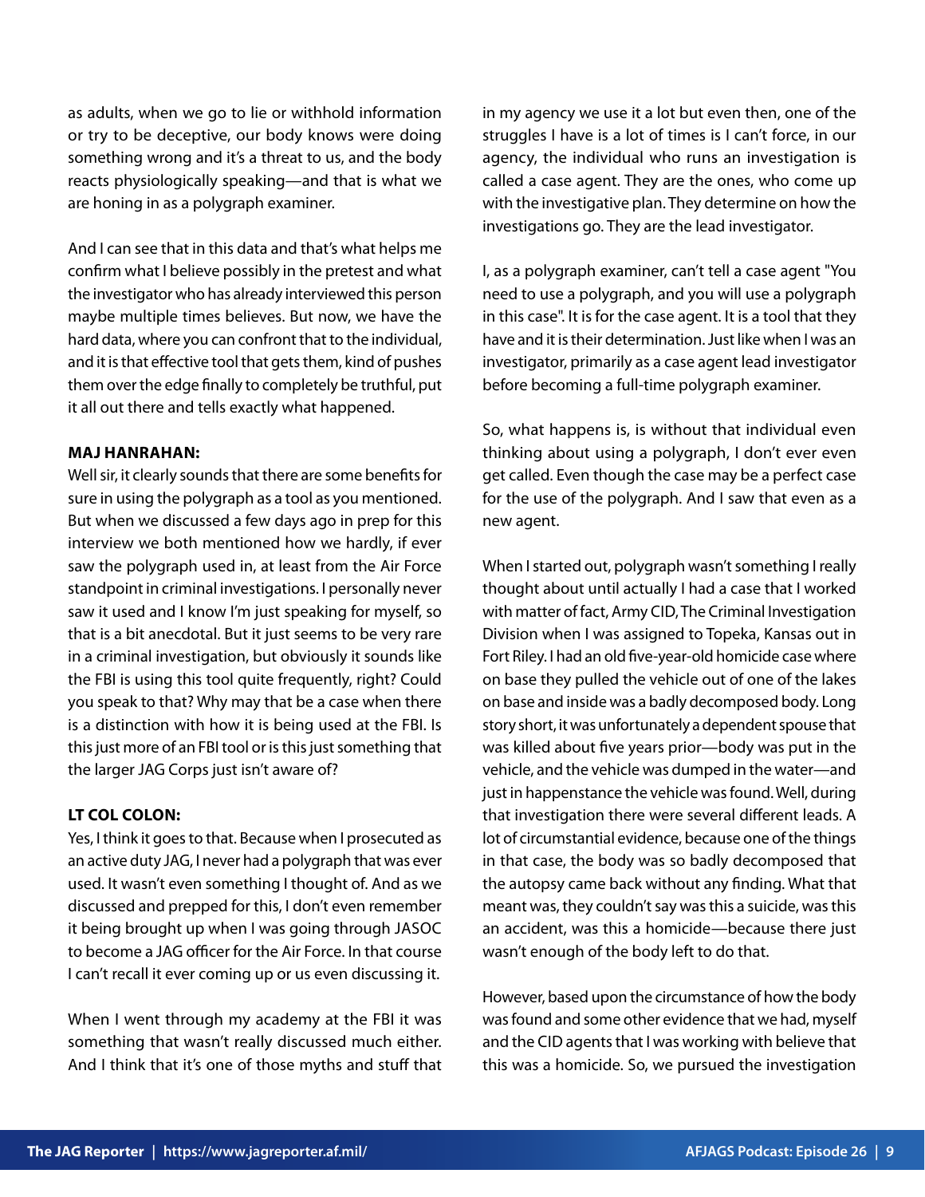as adults, when we go to lie or withhold information or try to be deceptive, our body knows were doing something wrong and it's a threat to us, and the body reacts physiologically speaking—and that is what we are honing in as a polygraph examiner.

And I can see that in this data and that's what helps me confirm what I believe possibly in the pretest and what the investigator who has already interviewed this person maybe multiple times believes. But now, we have the hard data, where you can confront that to the individual, and it is that effective tool that gets them, kind of pushes them over the edge finally to completely be truthful, put it all out there and tells exactly what happened.

**MAJ HANRAHAN:**
Well sir, it clearly sounds that there are some benefits for sure in using the polygraph as a tool as you mentioned. But when we discussed a few days ago in prep for this interview we both mentioned how we hardly, if ever saw the polygraph used in, at least from the Air Force standpoint in criminal investigations. I personally never saw it used and I know I'm just speaking for myself, so that is a bit anecdotal. But it just seems to be very rare in a criminal investigation, but obviously it sounds like the FBI is using this tool quite frequently, right? Could you speak to that? Why may that be a case when there is a distinction with how it is being used at the FBI. Is this just more of an FBI tool or is this just something that the larger JAG Corps just isn't aware of?

**LT COL COLON:**
Yes, I think it goes to that. Because when I prosecuted as an active duty JAG, I never had a polygraph that was ever used. It wasn't even something I thought of. And as we discussed and prepped for this, I don't even remember it being brought up when I was going through JASOC to become a JAG officer for the Air Force. In that course I can't recall it ever coming up or us even discussing it.

When I went through my academy at the FBI it was something that wasn't really discussed much either. And I think that it's one of those myths and stuff that in my agency we use it a lot but even then, one of the struggles I have is a lot of times is I can't force, in our agency, the individual who runs an investigation is called a case agent. They are the ones, who come up with the investigative plan. They determine on how the investigations go. They are the lead investigator.

I, as a polygraph examiner, can't tell a case agent "You need to use a polygraph, and you will use a polygraph in this case". It is for the case agent. It is a tool that they have and it is their determination. Just like when I was an investigator, primarily as a case agent lead investigator before becoming a full-time polygraph examiner.

So, what happens is, is without that individual even thinking about using a polygraph, I don't ever even get called. Even though the case may be a perfect case for the use of the polygraph. And I saw that even as a new agent.

When I started out, polygraph wasn't something I really thought about until actually I had a case that I worked with matter of fact, Army CID, The Criminal Investigation Division when I was assigned to Topeka, Kansas out in Fort Riley. I had an old five-year-old homicide case where on base they pulled the vehicle out of one of the lakes on base and inside was a badly decomposed body. Long story short, it was unfortunately a dependent spouse that was killed about five years prior—body was put in the vehicle, and the vehicle was dumped in the water—and just in happenstance the vehicle was found. Well, during that investigation there were several different leads. A lot of circumstantial evidence, because one of the things in that case, the body was so badly decomposed that the autopsy came back without any finding. What that meant was, they couldn't say was this a suicide, was this an accident, was this a homicide—because there just wasn't enough of the body left to do that.

However, based upon the circumstance of how the body was found and some other evidence that we had, myself and the CID agents that I was working with believe that this was a homicide. So, we pursued the investigation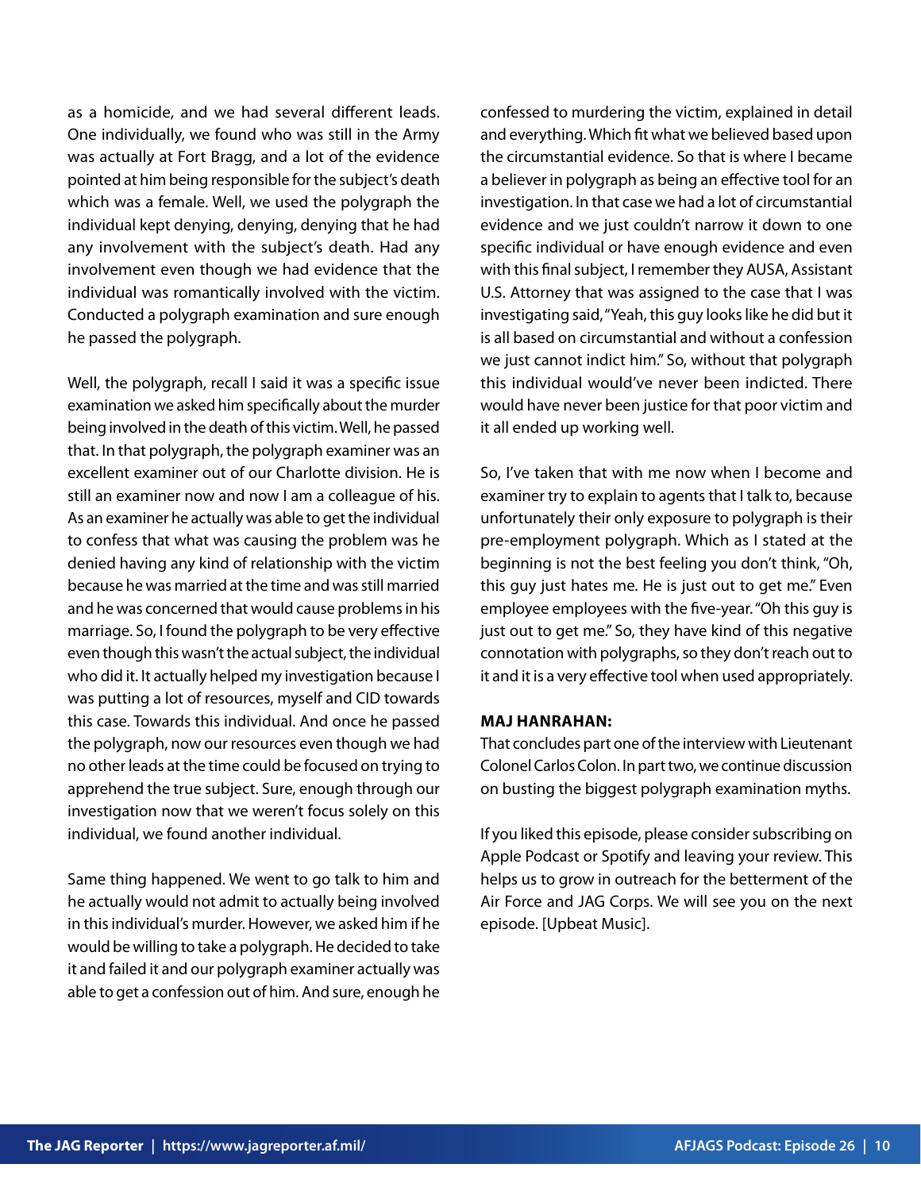as a homicide, and we had several different leads. One individually, we found who was still in the Army was actually at Fort Bragg, and a lot of the evidence pointed at him being responsible for the subject's death which was a female. Well, we used the polygraph the individual kept denying, denying, denying that he had any involvement with the subject's death. Had any involvement even though we had evidence that the individual was romantically involved with the victim. Conducted a polygraph examination and sure enough he passed the polygraph.

Well, the polygraph, recall I said it was a specific issue examination we asked him specifically about the murder being involved in the death of this victim. Well, he passed that. In that polygraph, the polygraph examiner was an excellent examiner out of our Charlotte division. He is still an examiner now and now I am a colleague of his. As an examiner he actually was able to get the individual to confess that what was causing the problem was he denied having any kind of relationship with the victim because he was married at the time and was still married and he was concerned that would cause problems in his marriage. So, I found the polygraph to be very effective even though this wasn't the actual subject, the individual who did it. It actually helped my investigation because I was putting a lot of resources, myself and CID towards this case. Towards this individual. And once he passed the polygraph, now our resources even though we had no other leads at the time could be focused on trying to apprehend the true subject. Sure, enough through our investigation now that we weren't focus solely on this individual, we found another individual.

Same thing happened. We went to go talk to him and he actually would not admit to actually being involved in this individual's murder. However, we asked him if he would be willing to take a polygraph. He decided to take it and failed it and our polygraph examiner actually was able to get a confession out of him. And sure, enough he confessed to murdering the victim, explained in detail and everything. Which fit what we believed based upon the circumstantial evidence. So that is where I became a believer in polygraph as being an effective tool for an investigation. In that case we had a lot of circumstantial evidence and we just couldn't narrow it down to one specific individual or have enough evidence and even with this final subject, I remember they AUSA, Assistant U.S. Attorney that was assigned to the case that I was investigating said, "Yeah, this guy looks like he did but it is all based on circumstantial and without a confession we just cannot indict him." So, without that polygraph this individual would've never been indicted. There would have never been justice for that poor victim and it all ended up working well.

So, I've taken that with me now when I become and examiner try to explain to agents that I talk to, because unfortunately their only exposure to polygraph is their pre-employment polygraph. Which as I stated at the beginning is not the best feeling you don't think, "Oh, this guy just hates me. He is just out to get me." Even employee employees with the five-year. "Oh this guy is just out to get me." So, they have kind of this negative connotation with polygraphs, so they don't reach out to it and it is a very effective tool when used appropriately.

**MAJ HANRAHAN:**
That concludes part one of the interview with Lieutenant Colonel Carlos Colon. In part two, we continue discussion on busting the biggest polygraph examination myths.

If you liked this episode, please consider subscribing on Apple Podcast or Spotify and leaving your review. This helps us to grow in outreach for the betterment of the Air Force and JAG Corps. We will see you on the next episode. [Upbeat Music].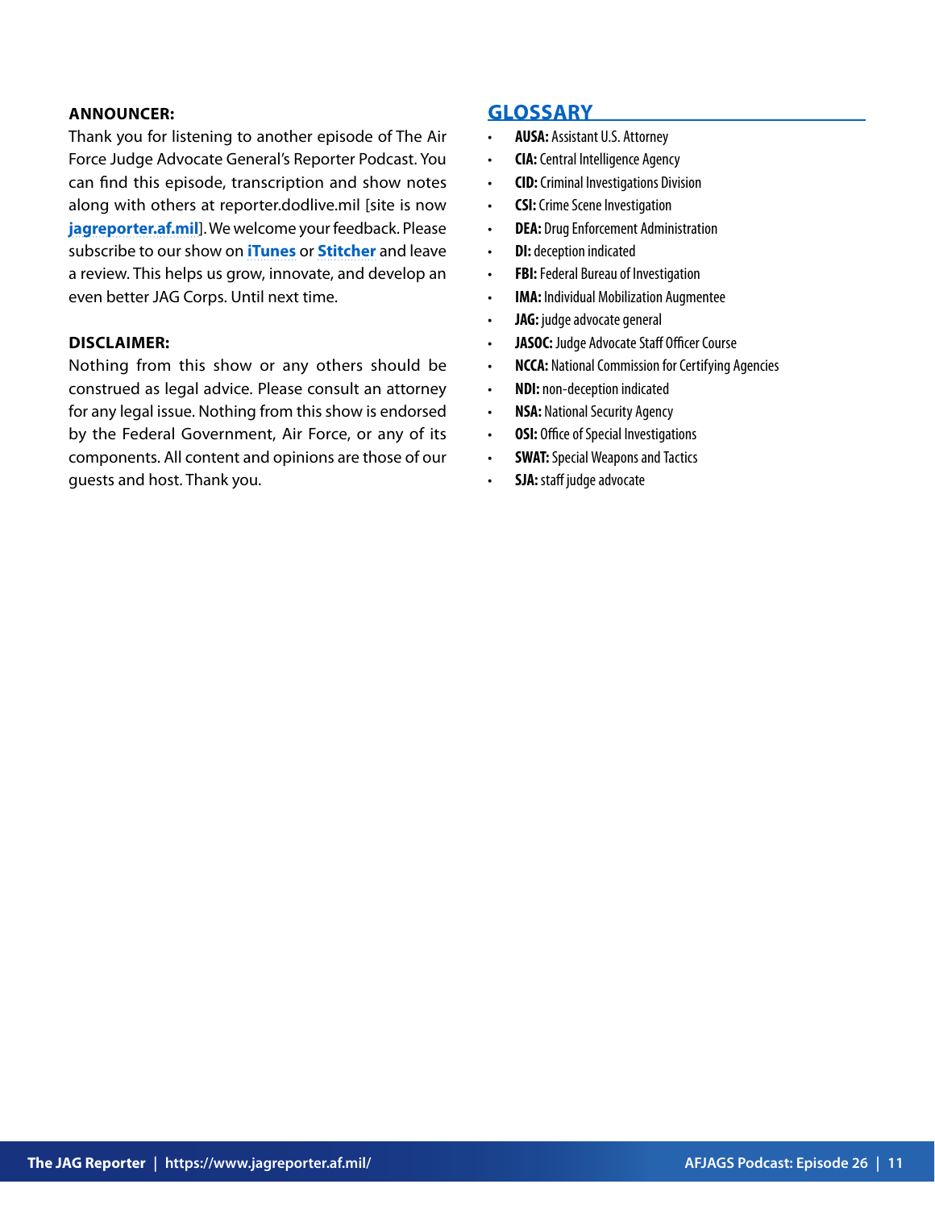**ANNOUNCER:**
Thank you for listening to another episode of The Air Force Judge Advocate General's Reporter Podcast. You can find this episode, transcription and show notes along with others at reporter.dodlive.mil [site is now **jagreporter.af.mil**]. We welcome your feedback. Please subscribe to our show on **iTunes** or **Stitcher** and leave a review. This helps us grow, innovate, and develop an even better JAG Corps. Until next time.

**DISCLAIMER:**
Nothing from this show or any others should be construed as legal advice. Please consult an attorney for any legal issue. Nothing from this show is endorsed by the Federal Government, Air Force, or any of its components. All content and opinions are those of our guests and host. Thank you.

## GLOSSARY

- **AUSA:** Assistant U.S. Attorney
- **CIA:** Central Intelligence Agency
- **CID:** Criminal Investigations Division
- **CSI:** Crime Scene Investigation
- **DEA:** Drug Enforcement Administration
- **DI:** deception indicated
- **FBI:** Federal Bureau of Investigation
- **IMA:** Individual Mobilization Augmentee
- **JAG:** judge advocate general
- **JASOC:** Judge Advocate Staff Officer Course
- **NCCA:** National Commission for Certifying Agencies
- **NDI:** non-deception indicated
- **NSA:** National Security Agency
- **OSI:** Office of Special Investigations
- **SWAT:** Special Weapons and Tactics
- **SJA:** staff judge advocate